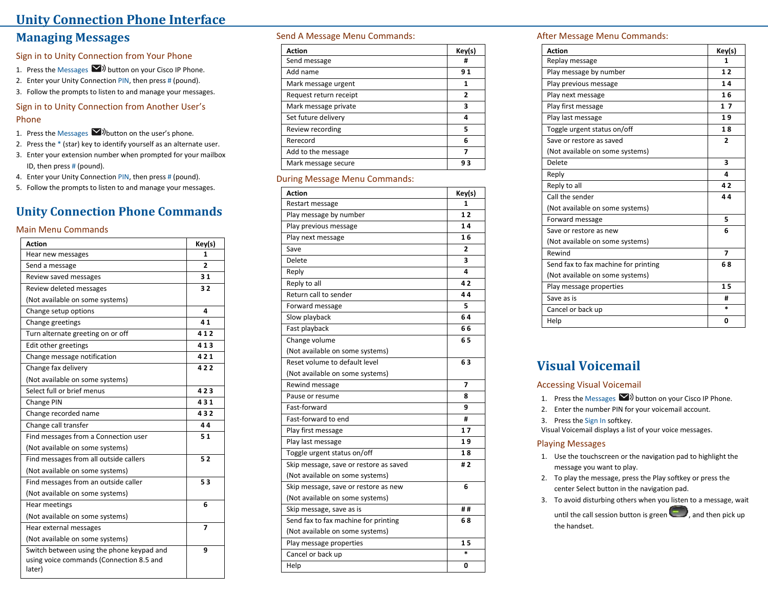# Unity Connection Phone Interface

## Managing Messages

### Sign in to Unity Connection from Your Phone

1. Press the Messages button on your Cisco IP Phone.
2. Enter your Unity Connection PIN, then press # (pound).
3. Follow the prompts to listen to and manage your messages.

### Sign in to Unity Connection from Another User's Phone

1. Press the Messages button on the user's phone.
2. Press the * (star) key to identify yourself as an alternate user.
3. Enter your extension number when prompted for your mailbox ID, then press # (pound).
4. Enter your Unity Connection PIN, then press # (pound).
5. Follow the prompts to listen to and manage your messages.

## Unity Connection Phone Commands

### Main Menu Commands

| Action | Key(s) |
|---|---|
| Hear new messages | 1 |
| Send a message | 2 |
| Review saved messages | 3 1 |
| Review deleted messages (Not available on some systems) | 3 2 |
| Change setup options | 4 |
| Change greetings | 4 1 |
| Turn alternate greeting on or off | 4 1 2 |
| Edit other greetings | 4 1 3 |
| Change message notification | 4 2 1 |
| Change fax delivery (Not available on some systems) | 4 2 2 |
| Select full or brief menus | 4 2 3 |
| Change PIN | 4 3 1 |
| Change recorded name | 4 3 2 |
| Change call transfer | 4 4 |
| Find messages from a Connection user (Not available on some systems) | 5 1 |
| Find messages from all outside callers (Not available on some systems) | 5 2 |
| Find messages from an outside caller (Not available on some systems) | 5 3 |
| Hear meetings (Not available on some systems) | 6 |
| Hear external messages (Not available on some systems) | 7 |
| Switch between using the phone keypad and using voice commands (Connection 8.5 and later) | 9 |

### Send A Message Menu Commands:

| Action | Key(s) |
|---|---|
| Send message | # |
| Add name | 9 1 |
| Mark message urgent | 1 |
| Request return receipt | 2 |
| Mark message private | 3 |
| Set future delivery | 4 |
| Review recording | 5 |
| Rerecord | 6 |
| Add to the message | 7 |
| Mark message secure | 9 3 |

### During Message Menu Commands:

| Action | Key(s) |
|---|---|
| Restart message | 1 |
| Play message by number | 1 2 |
| Play previous message | 1 4 |
| Play next message | 1 6 |
| Save | 2 |
| Delete | 3 |
| Reply | 4 |
| Reply to all | 4 2 |
| Return call to sender | 4 4 |
| Forward message | 5 |
| Slow playback | 6 4 |
| Fast playback | 6 6 |
| Change volume (Not available on some systems) | 6 5 |
| Reset volume to default level (Not available on some systems) | 6 3 |
| Rewind message | 7 |
| Pause or resume | 8 |
| Fast-forward | 9 |
| Fast-forward to end | # |
| Play first message | 1 7 |
| Play last message | 1 9 |
| Toggle urgent status on/off | 1 8 |
| Skip message, save or restore as saved (Not available on some systems) | # 2 |
| Skip message, save or restore as new (Not available on some systems) | 6 |
| Skip message, save as is | # # |
| Send fax to fax machine for printing (Not available on some systems) | 6 8 |
| Play message properties | 1 5 |
| Cancel or back up | * |
| Help | 0 |

### After Message Menu Commands:

| Action | Key(s) |
|---|---|
| Replay message | 1 |
| Play message by number | 1 2 |
| Play previous message | 1 4 |
| Play next message | 1 6 |
| Play first message | 1 7 |
| Play last message | 1 9 |
| Toggle urgent status on/off | 1 8 |
| Save or restore as saved (Not available on some systems) | 2 |
| Delete | 3 |
| Reply | 4 |
| Reply to all | 4 2 |
| Call the sender (Not available on some systems) | 4 4 |
| Forward message | 5 |
| Save or restore as new (Not available on some systems) | 6 |
| Rewind | 7 |
| Send fax to fax machine for printing (Not available on some systems) | 6 8 |
| Play message properties | 1 5 |
| Save as is | # |
| Cancel or back up | * |
| Help | 0 |

## Visual Voicemail

### Accessing Visual Voicemail

1. Press the Messages button on your Cisco IP Phone.
2. Enter the number PIN for your voicemail account.
3. Press the Sign In softkey.

Visual Voicemail displays a list of your voice messages.

### Playing Messages

1. Use the touchscreen or the navigation pad to highlight the message you want to play.
2. To play the message, press the Play softkey or press the center Select button in the navigation pad.
3. To avoid disturbing others when you listen to a message, wait until the call session button is green, and then pick up the handset.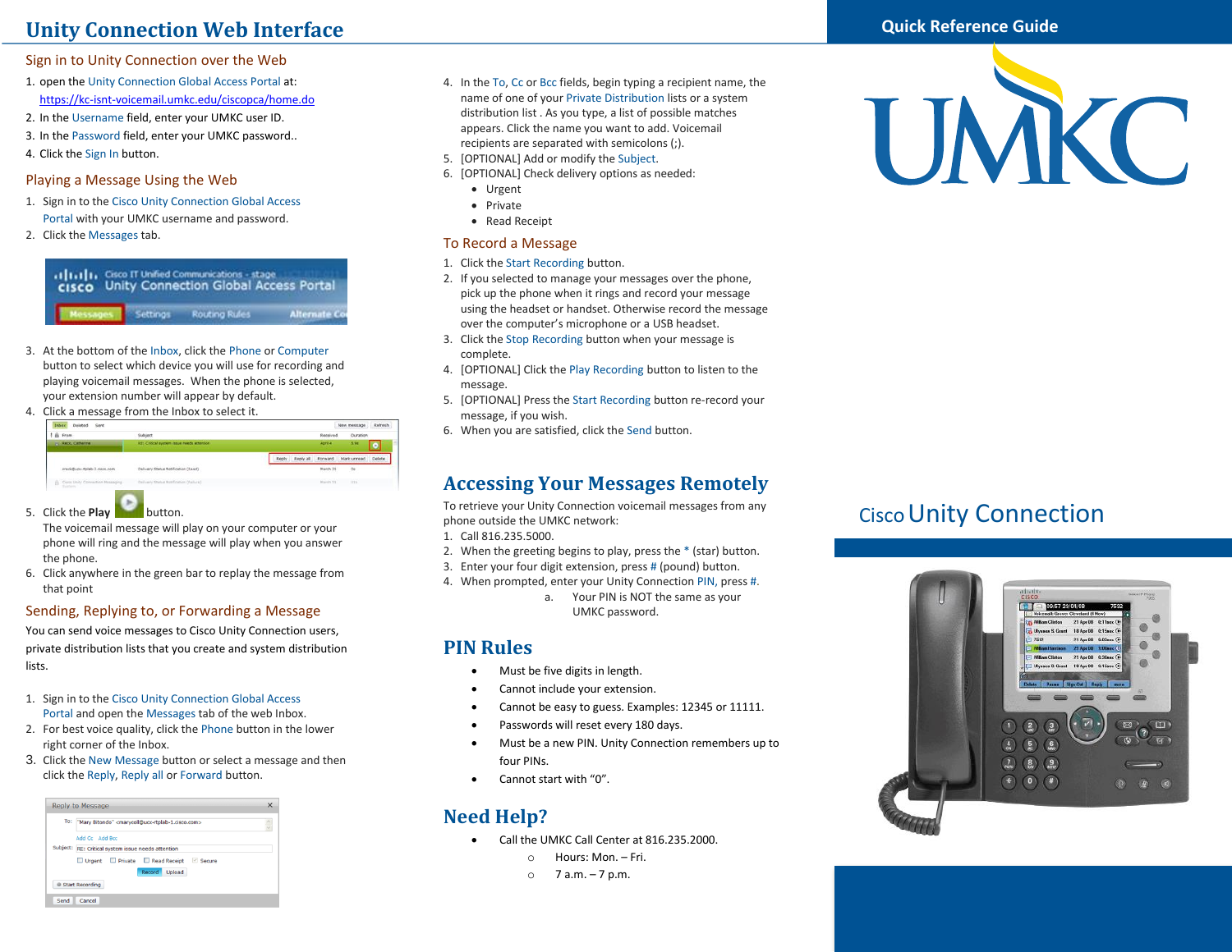# Unity Connection Web Interface

## Sign in to Unity Connection over the Web

1. open the Unity Connection Global Access Portal at: https://kc-isnt-voicemail.umkc.edu/ciscopca/home.do
2. In the Username field, enter your UMKC user ID.
3. In the Password field, enter your UMKC password..
4. Click the Sign In button.

## Playing a Message Using the Web

1. Sign in to the Cisco Unity Connection Global Access Portal with your UMKC username and password.
2. Click the Messages tab.
3. At the bottom of the Inbox, click the Phone or Computer button to select which device you will use for recording and playing voicemail messages. When the phone is selected, your extension number will appear by default.
4. Click a message from the Inbox to select it.
5. Click the **Play** button. The voicemail message will play on your computer or your phone will ring and the message will play when you answer the phone.
6. Click anywhere in the green bar to replay the message from that point

## Sending, Replying to, or Forwarding a Message

You can send voice messages to Cisco Unity Connection users, private distribution lists that you create and system distribution lists.

1. Sign in to the Cisco Unity Connection Global Access Portal and open the Messages tab of the web Inbox.
2. For best voice quality, click the Phone button in the lower right corner of the Inbox.
3. Click the New Message button or select a message and then click the Reply, Reply all or Forward button.
4. In the To, Cc or Bcc fields, begin typing a recipient name, the name of one of your Private Distribution lists or a system distribution list . As you type, a list of possible matches appears. Click the name you want to add. Voicemail recipients are separated with semicolons (;).
5. [OPTIONAL] Add or modify the Subject.
6. [OPTIONAL] Check delivery options as needed:
   - Urgent
   - Private
   - Read Receipt

## To Record a Message

1. Click the Start Recording button.
2. If you selected to manage your messages over the phone, pick up the phone when it rings and record your message using the headset or handset. Otherwise record the message over the computer's microphone or a USB headset.
3. Click the Stop Recording button when your message is complete.
4. [OPTIONAL] Click the Play Recording button to listen to the message.
5. [OPTIONAL] Press the Start Recording button re-record your message, if you wish.
6. When you are satisfied, click the Send button.

# Accessing Your Messages Remotely

To retrieve your Unity Connection voicemail messages from any phone outside the UMKC network:

1. Call 816.235.5000.
2. When the greeting begins to play, press the * (star) button.
3. Enter your four digit extension, press # (pound) button.
4. When prompted, enter your Unity Connection PIN, press #.
   a. Your PIN is NOT the same as your UMKC password.

# PIN Rules

- Must be five digits in length.
- Cannot include your extension.
- Cannot be easy to guess. Examples: 12345 or 11111.
- Passwords will reset every 180 days.
- Must be a new PIN. Unity Connection remembers up to four PINs.
- Cannot start with "0".

# Need Help?

- Call the UMKC Call Center at 816.235.2000.
  - Hours: Mon. – Fri.
  - 7 a.m. – 7 p.m.

Quick Reference Guide

UMKC

Cisco Unity Connection